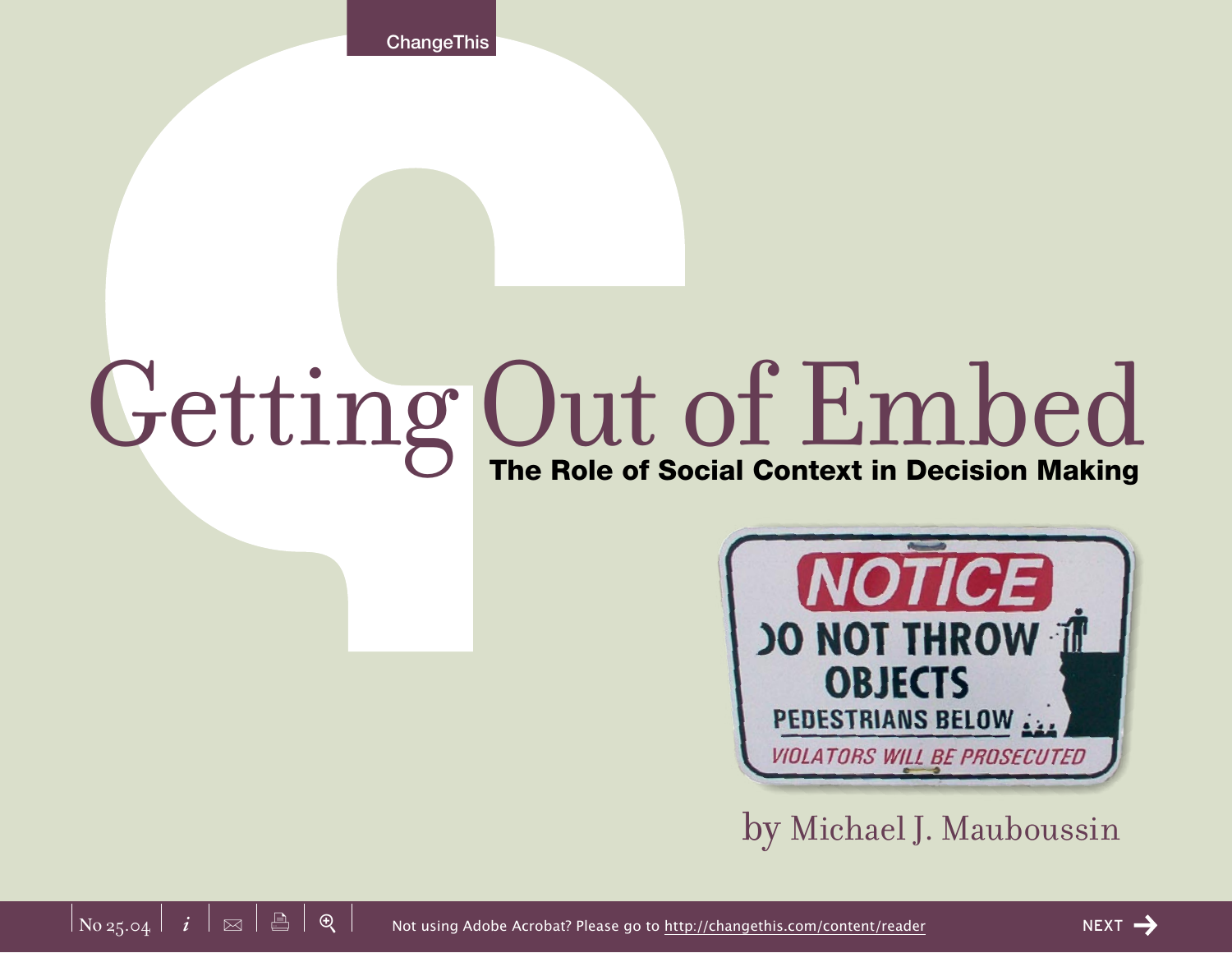# Getting Out of Embed

## The Role of Social Context in Decision Making

NOTICE
DO NOT THROW OBJECTS
PEDESTRIANS BELOW
VIOLATORS WILL BE PROSECUTED

by Michael J. Mauboussin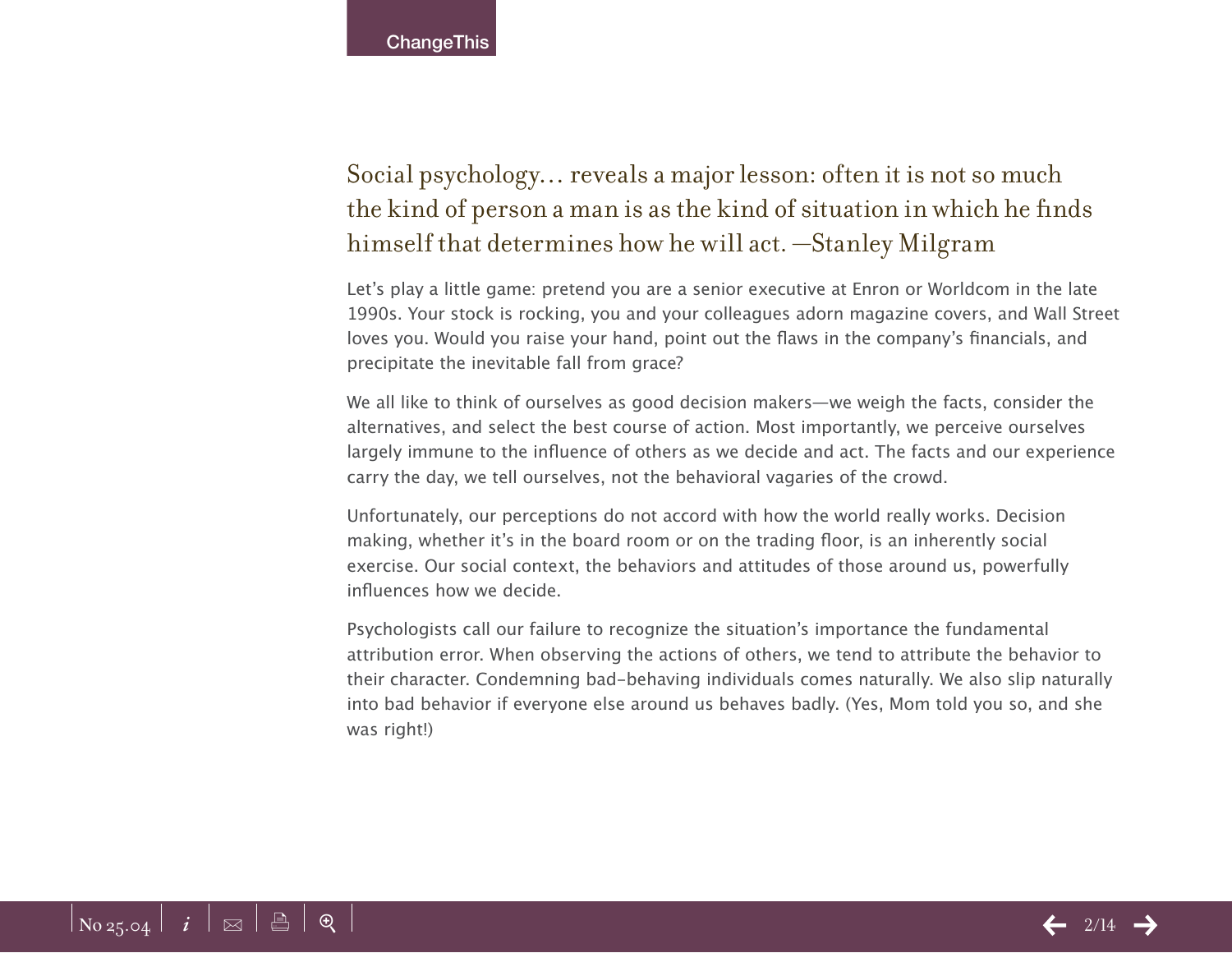Social psychology… reveals a major lesson: often it is not so much the kind of person a man is as the kind of situation in which he finds himself that determines how he will act. —Stanley Milgram

Let's play a little game: pretend you are a senior executive at Enron or Worldcom in the late 1990s. Your stock is rocking, you and your colleagues adorn magazine covers, and Wall Street loves you. Would you raise your hand, point out the flaws in the company's financials, and precipitate the inevitable fall from grace?

We all like to think of ourselves as good decision makers—we weigh the facts, consider the alternatives, and select the best course of action. Most importantly, we perceive ourselves largely immune to the influence of others as we decide and act. The facts and our experience carry the day, we tell ourselves, not the behavioral vagaries of the crowd.

Unfortunately, our perceptions do not accord with how the world really works. Decision making, whether it's in the board room or on the trading floor, is an inherently social exercise. Our social context, the behaviors and attitudes of those around us, powerfully influences how we decide.

Psychologists call our failure to recognize the situation's importance the fundamental attribution error. When observing the actions of others, we tend to attribute the behavior to their character. Condemning bad-behaving individuals comes naturally. We also slip naturally into bad behavior if everyone else around us behaves badly. (Yes, Mom told you so, and she was right!)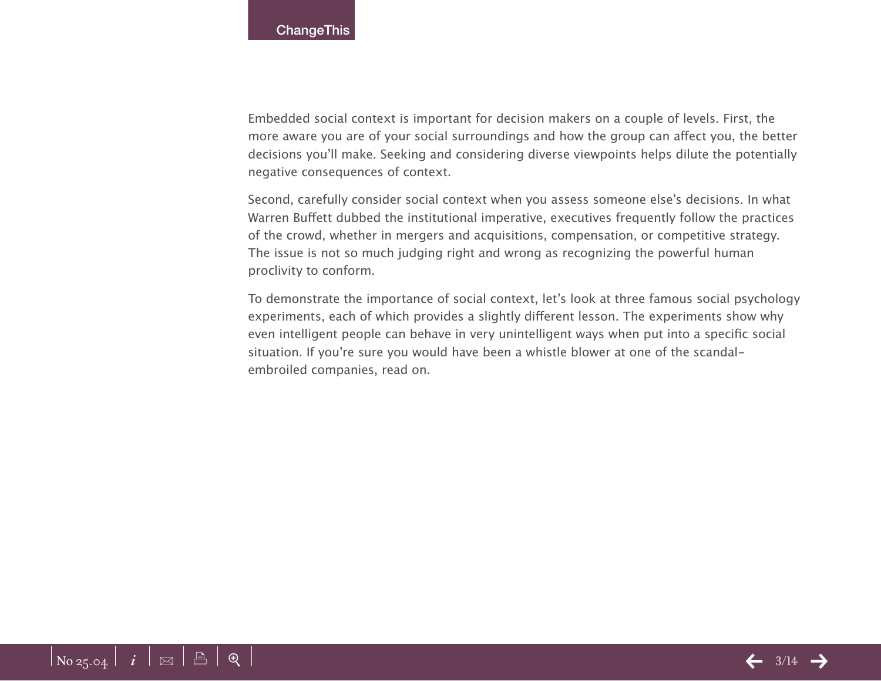Embedded social context is important for decision makers on a couple of levels. First, the more aware you are of your social surroundings and how the group can affect you, the better decisions you'll make. Seeking and considering diverse viewpoints helps dilute the potentially negative consequences of context.

Second, carefully consider social context when you assess someone else's decisions. In what Warren Buffett dubbed the institutional imperative, executives frequently follow the practices of the crowd, whether in mergers and acquisitions, compensation, or competitive strategy. The issue is not so much judging right and wrong as recognizing the powerful human proclivity to conform.

To demonstrate the importance of social context, let's look at three famous social psychology experiments, each of which provides a slightly different lesson. The experiments show why even intelligent people can behave in very unintelligent ways when put into a specific social situation. If you're sure you would have been a whistle blower at one of the scandal-embroiled companies, read on.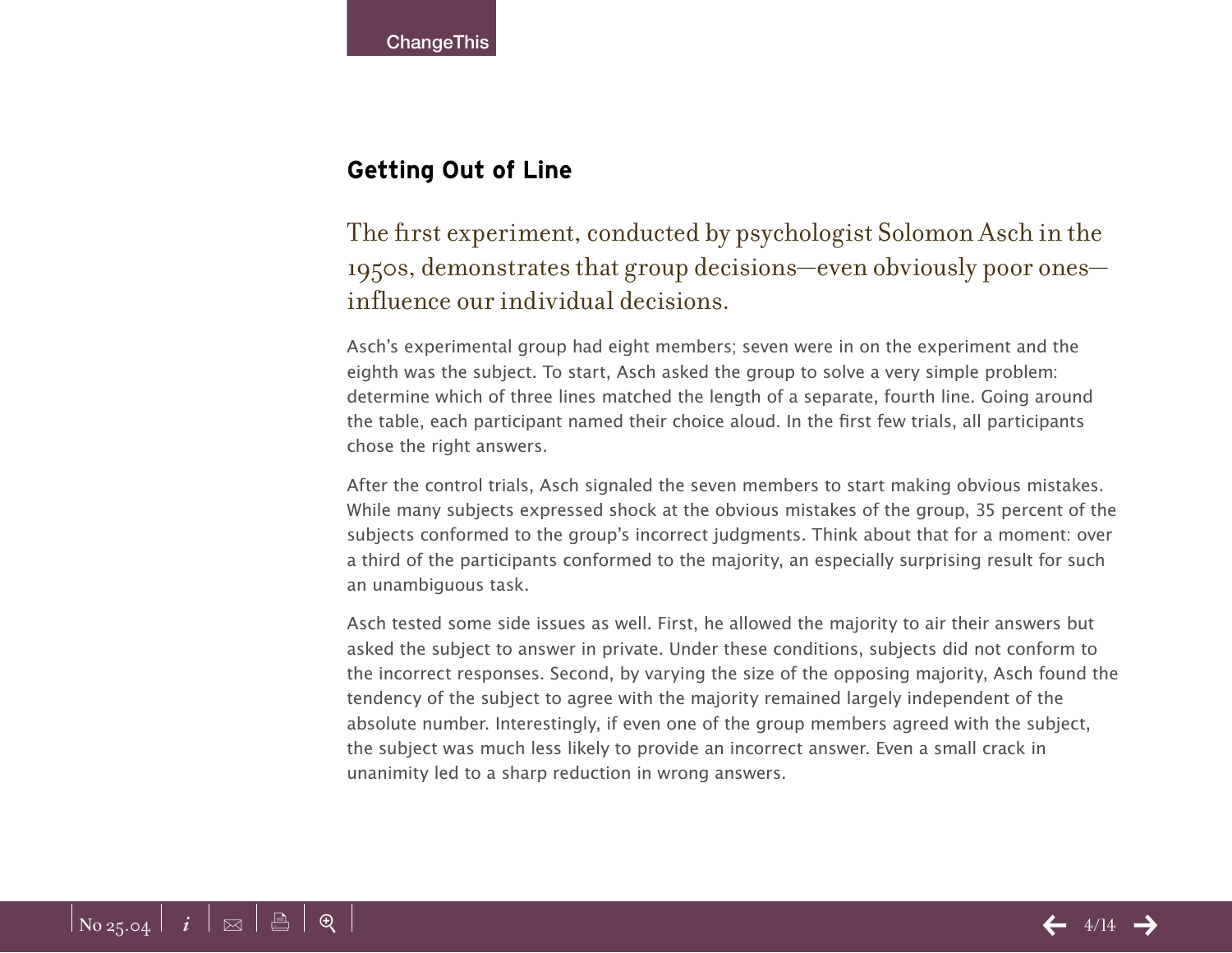## Getting Out of Line

The first experiment, conducted by psychologist Solomon Asch in the 1950s, demonstrates that group decisions—even obviously poor ones—influence our individual decisions.

Asch's experimental group had eight members; seven were in on the experiment and the eighth was the subject. To start, Asch asked the group to solve a very simple problem: determine which of three lines matched the length of a separate, fourth line. Going around the table, each participant named their choice aloud. In the first few trials, all participants chose the right answers.

After the control trials, Asch signaled the seven members to start making obvious mistakes. While many subjects expressed shock at the obvious mistakes of the group, 35 percent of the subjects conformed to the group's incorrect judgments. Think about that for a moment: over a third of the participants conformed to the majority, an especially surprising result for such an unambiguous task.

Asch tested some side issues as well. First, he allowed the majority to air their answers but asked the subject to answer in private. Under these conditions, subjects did not conform to the incorrect responses. Second, by varying the size of the opposing majority, Asch found the tendency of the subject to agree with the majority remained largely independent of the absolute number. Interestingly, if even one of the group members agreed with the subject, the subject was much less likely to provide an incorrect answer. Even a small crack in unanimity led to a sharp reduction in wrong answers.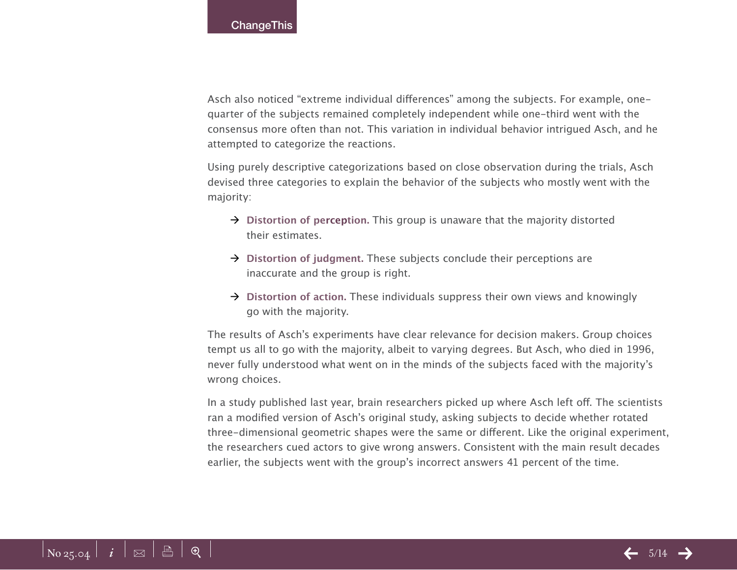Asch also noticed “extreme individual differences” among the subjects. For example, one-quarter of the subjects remained completely independent while one-third went with the consensus more often than not. This variation in individual behavior intrigued Asch, and he attempted to categorize the reactions.

Using purely descriptive categorizations based on close observation during the trials, Asch devised three categories to explain the behavior of the subjects who mostly went with the majority:

- **Distortion of perception.** This group is unaware that the majority distorted their estimates.
- **Distortion of judgment.** These subjects conclude their perceptions are inaccurate and the group is right.
- **Distortion of action.** These individuals suppress their own views and knowingly go with the majority.

The results of Asch’s experiments have clear relevance for decision makers. Group choices tempt us all to go with the majority, albeit to varying degrees. But Asch, who died in 1996, never fully understood what went on in the minds of the subjects faced with the majority’s wrong choices.

In a study published last year, brain researchers picked up where Asch left off. The scientists ran a modified version of Asch’s original study, asking subjects to decide whether rotated three-dimensional geometric shapes were the same or different. Like the original experiment, the researchers cued actors to give wrong answers. Consistent with the main result decades earlier, the subjects went with the group’s incorrect answers 41 percent of the time.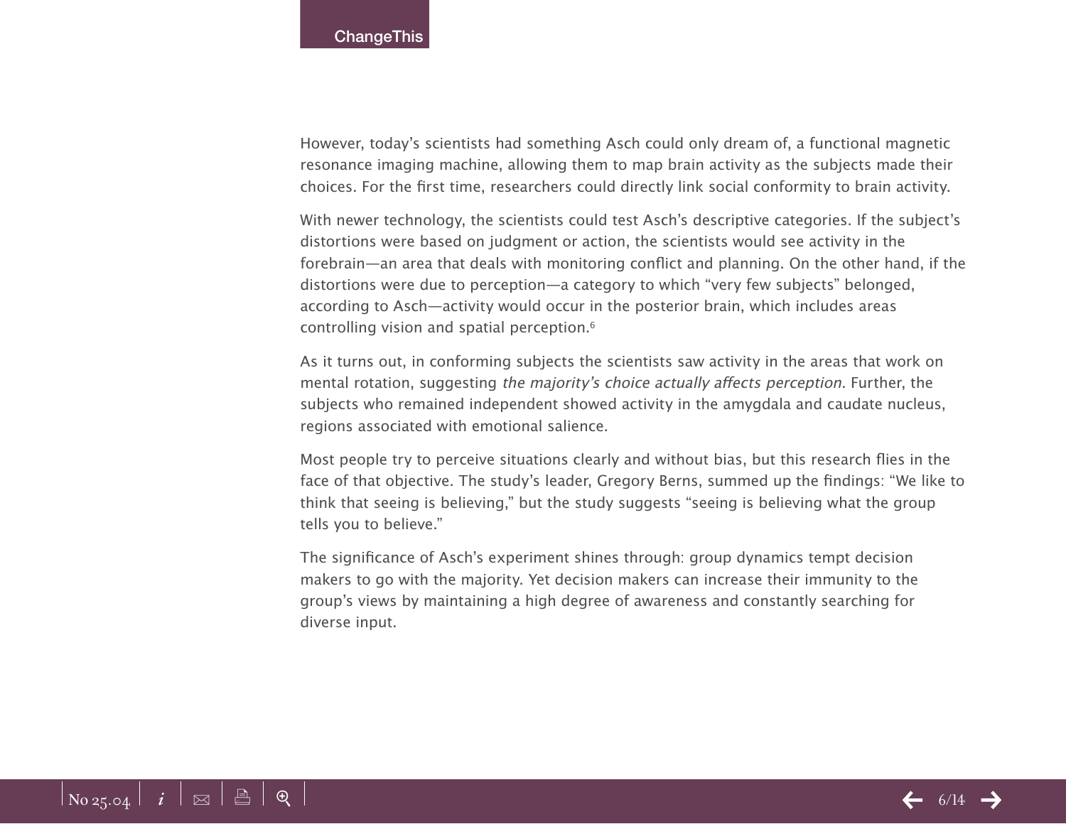However, today's scientists had something Asch could only dream of, a functional magnetic resonance imaging machine, allowing them to map brain activity as the subjects made their choices. For the first time, researchers could directly link social conformity to brain activity.

With newer technology, the scientists could test Asch's descriptive categories. If the subject's distortions were based on judgment or action, the scientists would see activity in the forebrain—an area that deals with monitoring conflict and planning. On the other hand, if the distortions were due to perception—a category to which "very few subjects" belonged, according to Asch—activity would occur in the posterior brain, which includes areas controlling vision and spatial perception.[6]

As it turns out, in conforming subjects the scientists saw activity in the areas that work on mental rotation, suggesting *the majority's choice actually affects perception.* Further, the subjects who remained independent showed activity in the amygdala and caudate nucleus, regions associated with emotional salience.

Most people try to perceive situations clearly and without bias, but this research flies in the face of that objective. The study's leader, Gregory Berns, summed up the findings: "We like to think that seeing is believing," but the study suggests "seeing is believing what the group tells you to believe."

The significance of Asch's experiment shines through: group dynamics tempt decision makers to go with the majority. Yet decision makers can increase their immunity to the group's views by maintaining a high degree of awareness and constantly searching for diverse input.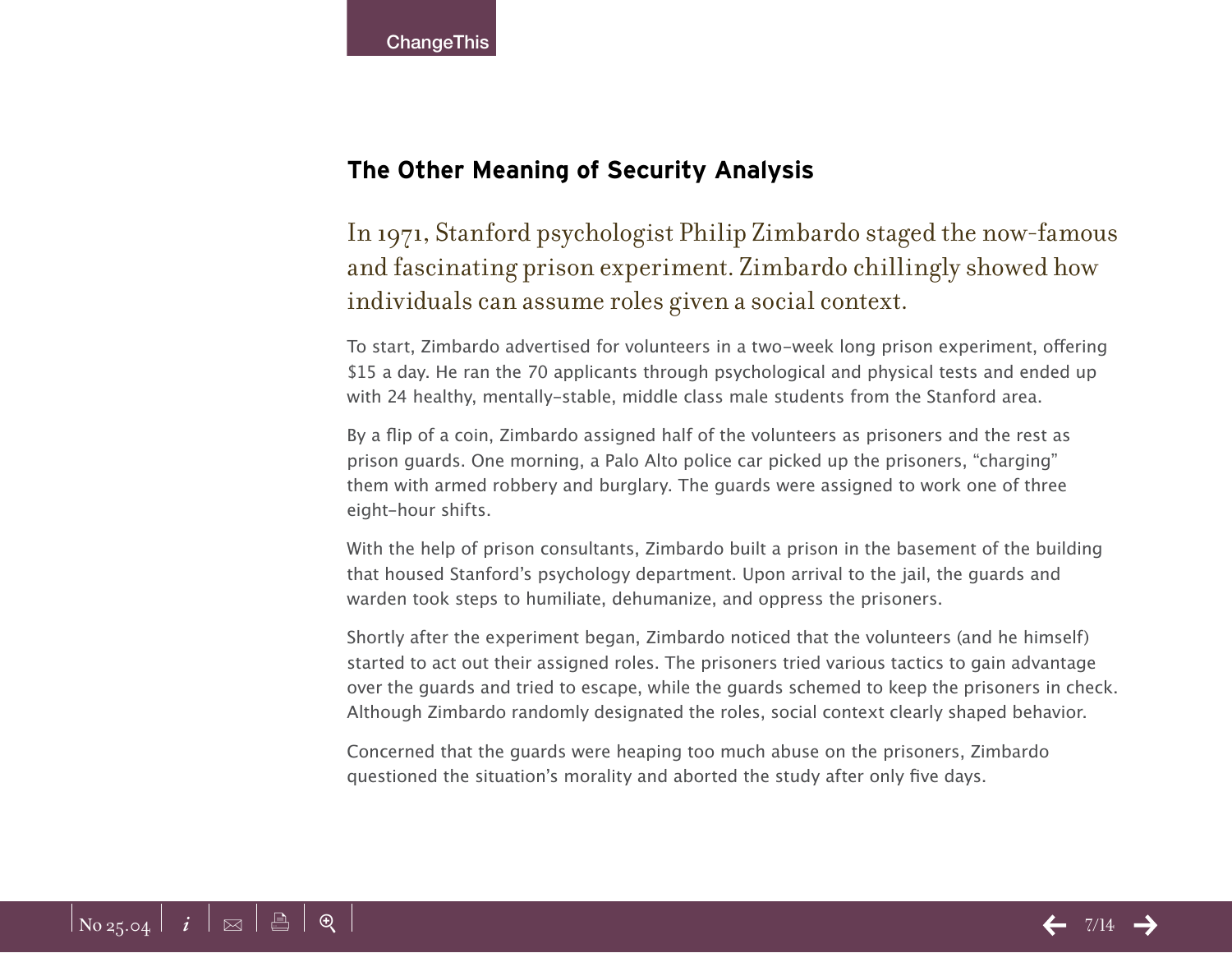## The Other Meaning of Security Analysis

In 1971, Stanford psychologist Philip Zimbardo staged the now-famous and fascinating prison experiment. Zimbardo chillingly showed how individuals can assume roles given a social context.

To start, Zimbardo advertised for volunteers in a two-week long prison experiment, offering $15 a day. He ran the 70 applicants through psychological and physical tests and ended up with 24 healthy, mentally-stable, middle class male students from the Stanford area.

By a flip of a coin, Zimbardo assigned half of the volunteers as prisoners and the rest as prison guards. One morning, a Palo Alto police car picked up the prisoners, "charging" them with armed robbery and burglary. The guards were assigned to work one of three eight-hour shifts.

With the help of prison consultants, Zimbardo built a prison in the basement of the building that housed Stanford's psychology department. Upon arrival to the jail, the guards and warden took steps to humiliate, dehumanize, and oppress the prisoners.

Shortly after the experiment began, Zimbardo noticed that the volunteers (and he himself) started to act out their assigned roles. The prisoners tried various tactics to gain advantage over the guards and tried to escape, while the guards schemed to keep the prisoners in check. Although Zimbardo randomly designated the roles, social context clearly shaped behavior.

Concerned that the guards were heaping too much abuse on the prisoners, Zimbardo questioned the situation's morality and aborted the study after only five days.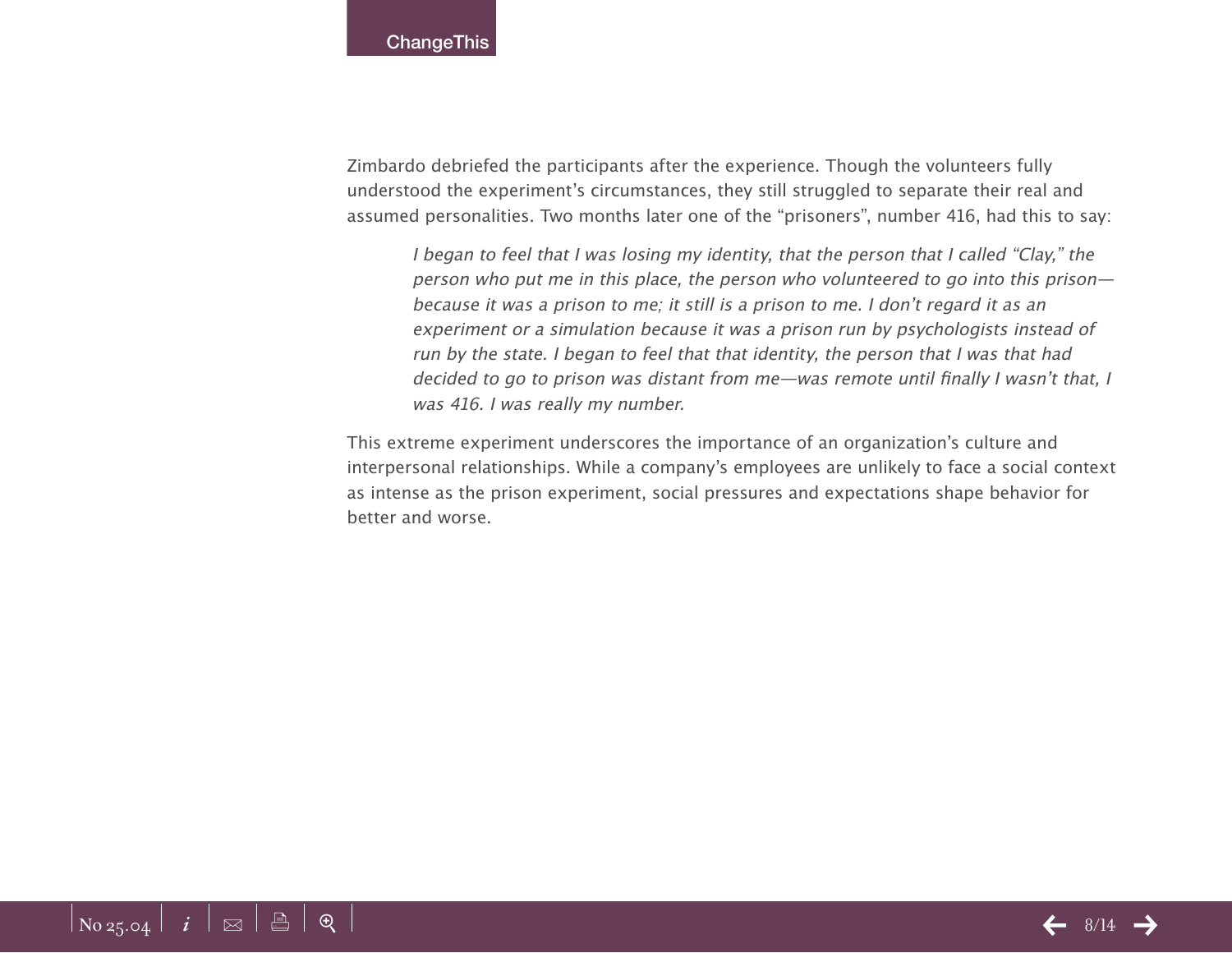Zimbardo debriefed the participants after the experience. Though the volunteers fully understood the experiment's circumstances, they still struggled to separate their real and assumed personalities. Two months later one of the "prisoners", number 416, had this to say:

> *I began to feel that I was losing my identity, that the person that I called "Clay," the person who put me in this place, the person who volunteered to go into this prison—because it was a prison to me; it still is a prison to me. I don't regard it as an experiment or a simulation because it was a prison run by psychologists instead of run by the state. I began to feel that that identity, the person that I was that had decided to go to prison was distant from me—was remote until finally I wasn't that, I was 416. I was really my number.*

This extreme experiment underscores the importance of an organization's culture and interpersonal relationships. While a company's employees are unlikely to face a social context as intense as the prison experiment, social pressures and expectations shape behavior for better and worse.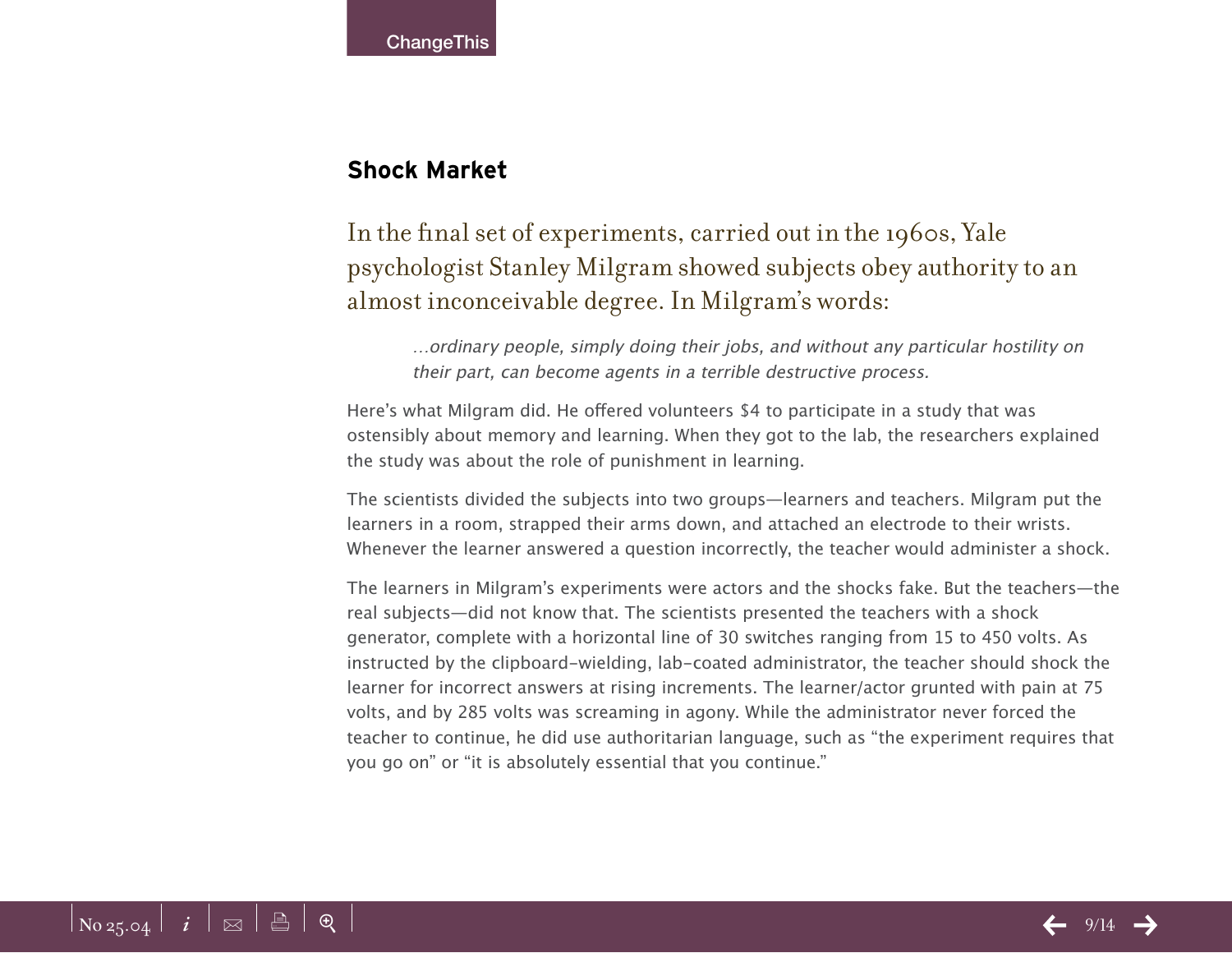## Shock Market

In the final set of experiments, carried out in the 1960s, Yale psychologist Stanley Milgram showed subjects obey authority to an almost inconceivable degree. In Milgram's words:

> *...ordinary people, simply doing their jobs, and without any particular hostility on their part, can become agents in a terrible destructive process.*

Here's what Milgram did. He offered volunteers $4 to participate in a study that was ostensibly about memory and learning. When they got to the lab, the researchers explained the study was about the role of punishment in learning.

The scientists divided the subjects into two groups—learners and teachers. Milgram put the learners in a room, strapped their arms down, and attached an electrode to their wrists. Whenever the learner answered a question incorrectly, the teacher would administer a shock.

The learners in Milgram's experiments were actors and the shocks fake. But the teachers—the real subjects—did not know that. The scientists presented the teachers with a shock generator, complete with a horizontal line of 30 switches ranging from 15 to 450 volts. As instructed by the clipboard-wielding, lab-coated administrator, the teacher should shock the learner for incorrect answers at rising increments. The learner/actor grunted with pain at 75 volts, and by 285 volts was screaming in agony. While the administrator never forced the teacher to continue, he did use authoritarian language, such as "the experiment requires that you go on" or "it is absolutely essential that you continue."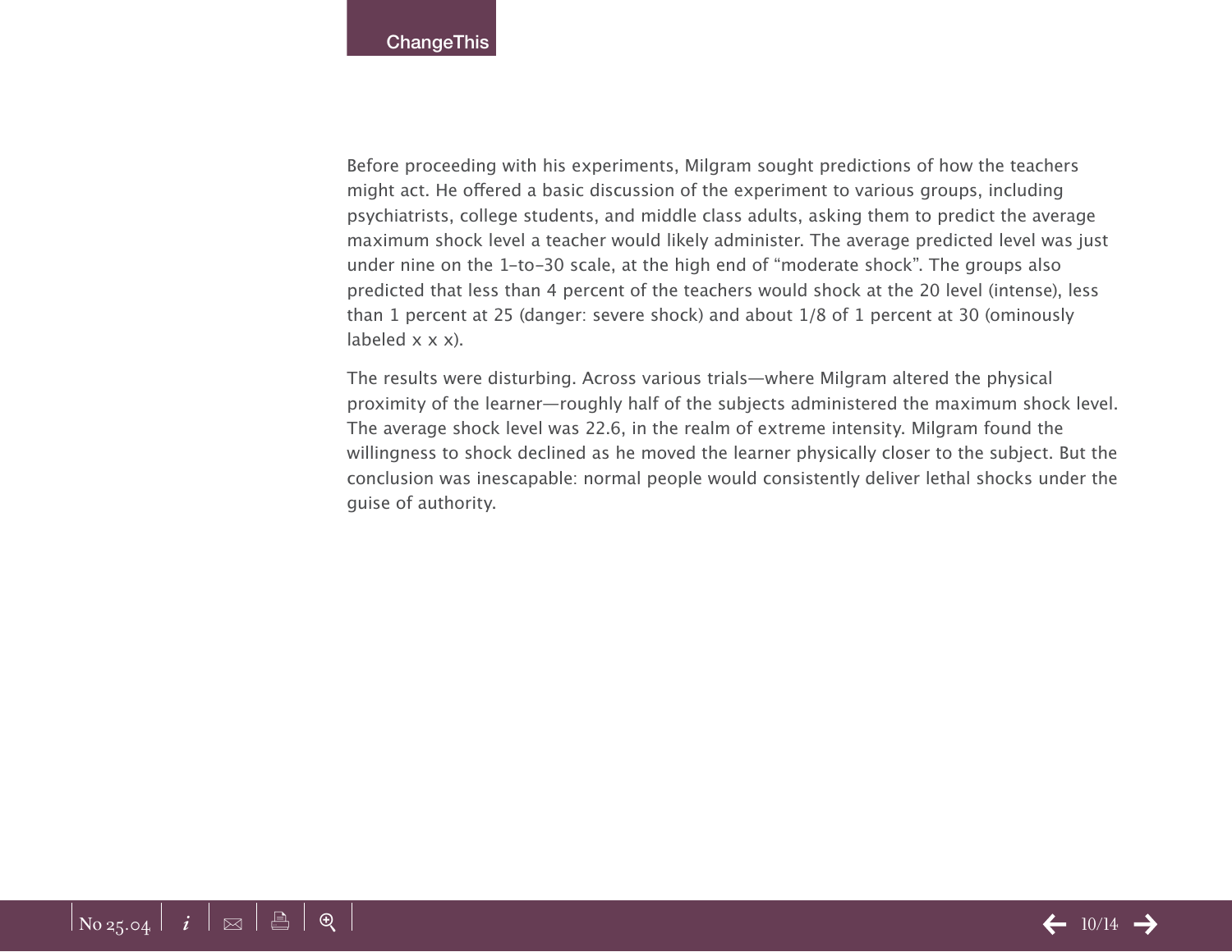Before proceeding with his experiments, Milgram sought predictions of how the teachers might act. He offered a basic discussion of the experiment to various groups, including psychiatrists, college students, and middle class adults, asking them to predict the average maximum shock level a teacher would likely administer. The average predicted level was just under nine on the 1–to–30 scale, at the high end of “moderate shock”. The groups also predicted that less than 4 percent of the teachers would shock at the 20 level (intense), less than 1 percent at 25 (danger: severe shock) and about 1/8 of 1 percent at 30 (ominously labeled x x x).

The results were disturbing. Across various trials—where Milgram altered the physical proximity of the learner—roughly half of the subjects administered the maximum shock level. The average shock level was 22.6, in the realm of extreme intensity. Milgram found the willingness to shock declined as he moved the learner physically closer to the subject. But the conclusion was inescapable: normal people would consistently deliver lethal shocks under the guise of authority.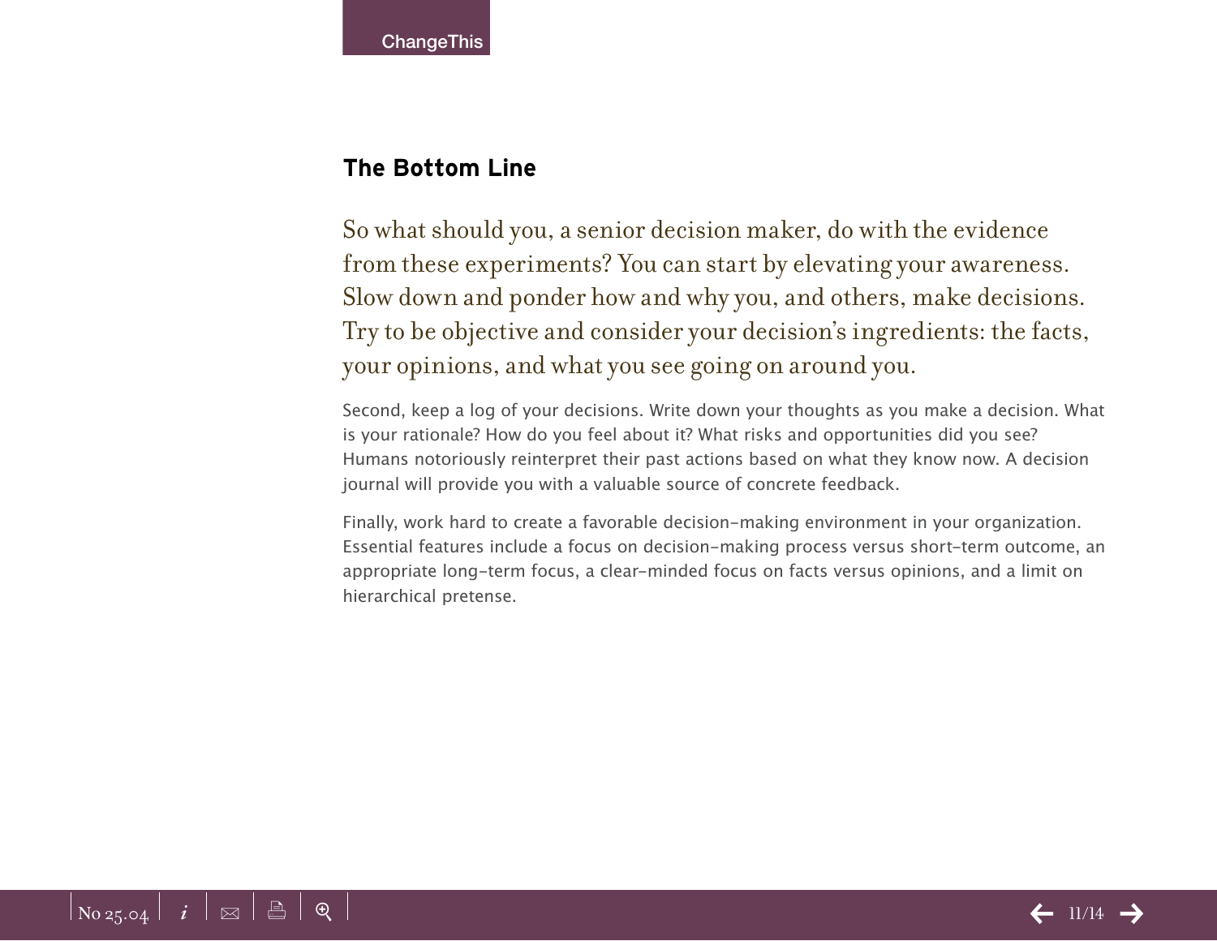## The Bottom Line

So what should you, a senior decision maker, do with the evidence from these experiments? You can start by elevating your awareness. Slow down and ponder how and why you, and others, make decisions. Try to be objective and consider your decision's ingredients: the facts, your opinions, and what you see going on around you.

Second, keep a log of your decisions. Write down your thoughts as you make a decision. What is your rationale? How do you feel about it? What risks and opportunities did you see? Humans notoriously reinterpret their past actions based on what they know now. A decision journal will provide you with a valuable source of concrete feedback.

Finally, work hard to create a favorable decision-making environment in your organization. Essential features include a focus on decision-making process versus short-term outcome, an appropriate long-term focus, a clear-minded focus on facts versus opinions, and a limit on hierarchical pretense.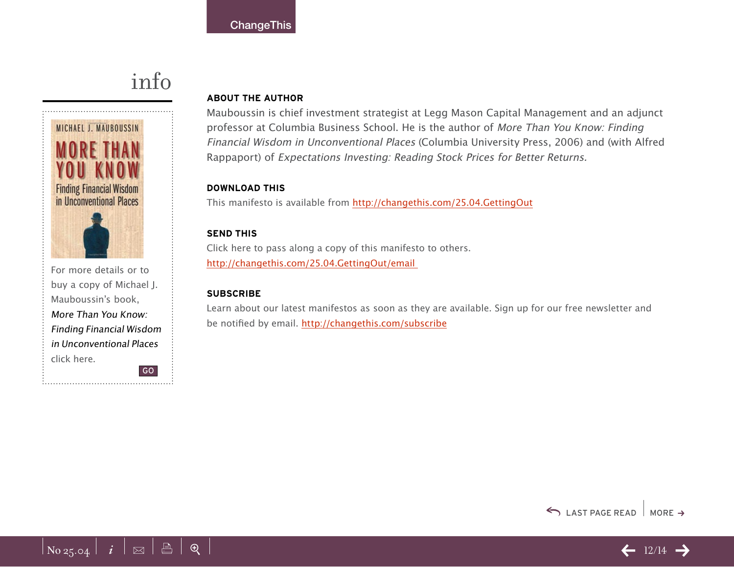# info

For more details or to buy a copy of Michael J. Mauboussin's book, *More Than You Know: Finding Financial Wisdom in Unconventional Places* click here.

GO

**ABOUT THE AUTHOR**

Mauboussin is chief investment strategist at Legg Mason Capital Management and an adjunct professor at Columbia Business School. He is the author of *More Than You Know: Finding Financial Wisdom in Unconventional Places* (Columbia University Press, 2006) and (with Alfred Rappaport) of *Expectations Investing: Reading Stock Prices for Better Returns.*

**DOWNLOAD THIS**

This manifesto is available from http://changethis.com/25.04.GettingOut

**SEND THIS**

Click here to pass along a copy of this manifesto to others.
http://changethis.com/25.04.GettingOut/email

**SUBSCRIBE**

Learn about our latest manifestos as soon as they are available. Sign up for our free newsletter and be notified by email. http://changethis.com/subscribe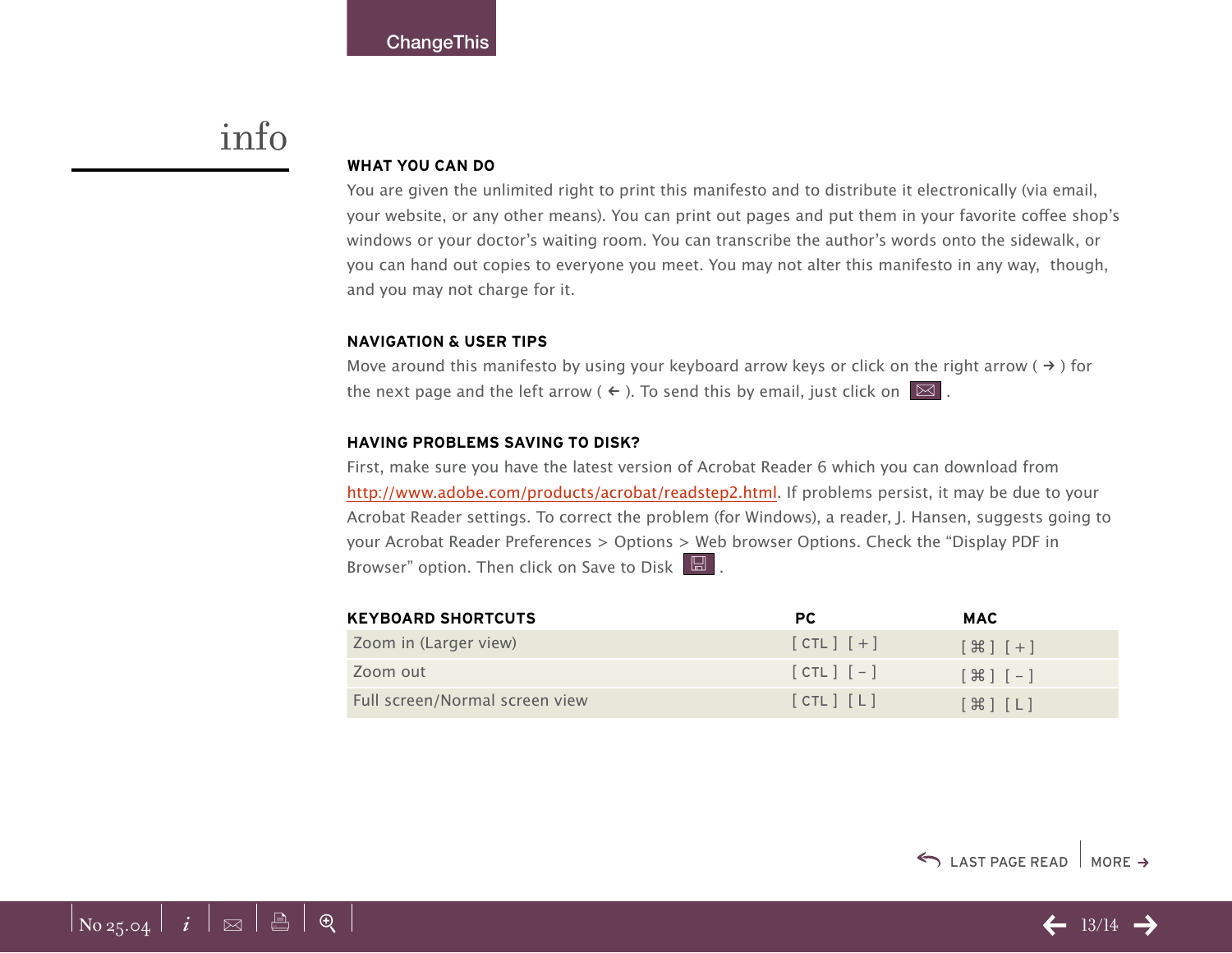# info

### WHAT YOU CAN DO

You are given the unlimited right to print this manifesto and to distribute it electronically (via email, your website, or any other means). You can print out pages and put them in your favorite coffee shop's windows or your doctor's waiting room. You can transcribe the author's words onto the sidewalk, or you can hand out copies to everyone you meet. You may not alter this manifesto in any way, though, and you may not charge for it.

### NAVIGATION & USER TIPS

Move around this manifesto by using your keyboard arrow keys or click on the right arrow ( → ) for the next page and the left arrow ( ← ). To send this by email, just click on ✉ .

### HAVING PROBLEMS SAVING TO DISK?

First, make sure you have the latest version of Acrobat Reader 6 which you can download from http://www.adobe.com/products/acrobat/readstep2.html. If problems persist, it may be due to your Acrobat Reader settings. To correct the problem (for Windows), a reader, J. Hansen, suggests going to your Acrobat Reader Preferences > Options > Web browser Options. Check the "Display PDF in Browser" option. Then click on Save to Disk .

| KEYBOARD SHORTCUTS | PC | MAC |
| --- | --- | --- |
| Zoom in (Larger view) | [ CTL ] [ + ] | [ ⌘ ] [ + ] |
| Zoom out | [ CTL ] [ – ] | [ ⌘ ] [ – ] |
| Full screen/Normal screen view | [ CTL ] [ L ] | [ ⌘ ] [ L ] |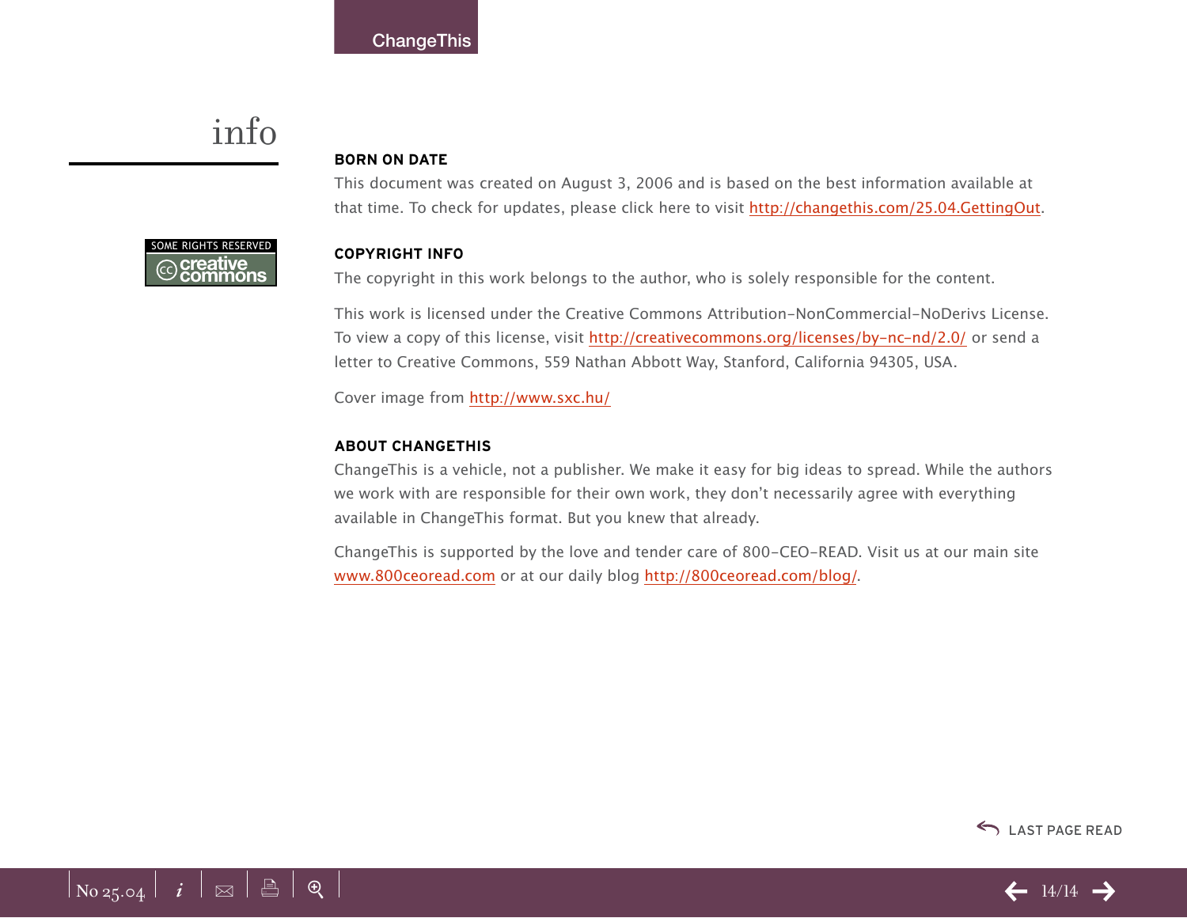# info

### BORN ON DATE

This document was created on August 3, 2006 and is based on the best information available at that time. To check for updates, please click here to visit http://changethis.com/25.04.GettingOut.

SOME RIGHTS RESERVED creative commons

### COPYRIGHT INFO

The copyright in this work belongs to the author, who is solely responsible for the content.

This work is licensed under the Creative Commons Attribution-NonCommercial-NoDerivs License. To view a copy of this license, visit http://creativecommons.org/licenses/by-nc-nd/2.0/ or send a letter to Creative Commons, 559 Nathan Abbott Way, Stanford, California 94305, USA.

Cover image from http://www.sxc.hu/

### ABOUT CHANGETHIS

ChangeThis is a vehicle, not a publisher. We make it easy for big ideas to spread. While the authors we work with are responsible for their own work, they don't necessarily agree with everything available in ChangeThis format. But you knew that already.

ChangeThis is supported by the love and tender care of 800-CEO-READ. Visit us at our main site www.800ceoread.com or at our daily blog http://800ceoread.com/blog/.